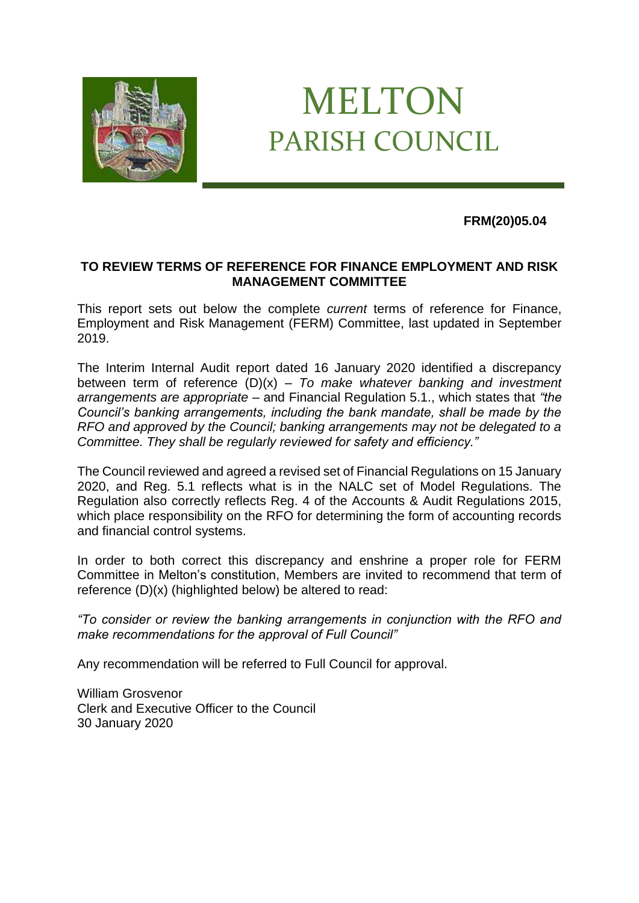# MELTON
## PARISH COUNCIL

**FRM(20)05.04**

### TO REVIEW TERMS OF REFERENCE FOR FINANCE EMPLOYMENT AND RISK MANAGEMENT COMMITTEE

This report sets out below the complete *current* terms of reference for Finance, Employment and Risk Management (FERM) Committee, last updated in September 2019.

The Interim Internal Audit report dated 16 January 2020 identified a discrepancy between term of reference (D)(x) – *To make whatever banking and investment arrangements are appropriate* – and Financial Regulation 5.1., which states that *"the Council's banking arrangements, including the bank mandate, shall be made by the RFO and approved by the Council; banking arrangements may not be delegated to a Committee. They shall be regularly reviewed for safety and efficiency."*

The Council reviewed and agreed a revised set of Financial Regulations on 15 January 2020, and Reg. 5.1 reflects what is in the NALC set of Model Regulations. The Regulation also correctly reflects Reg. 4 of the Accounts & Audit Regulations 2015, which place responsibility on the RFO for determining the form of accounting records and financial control systems.

In order to both correct this discrepancy and enshrine a proper role for FERM Committee in Melton's constitution, Members are invited to recommend that term of reference (D)(x) (highlighted below) be altered to read:

*"To consider or review the banking arrangements in conjunction with the RFO and make recommendations for the approval of Full Council"*

Any recommendation will be referred to Full Council for approval.

William Grosvenor
Clerk and Executive Officer to the Council
30 January 2020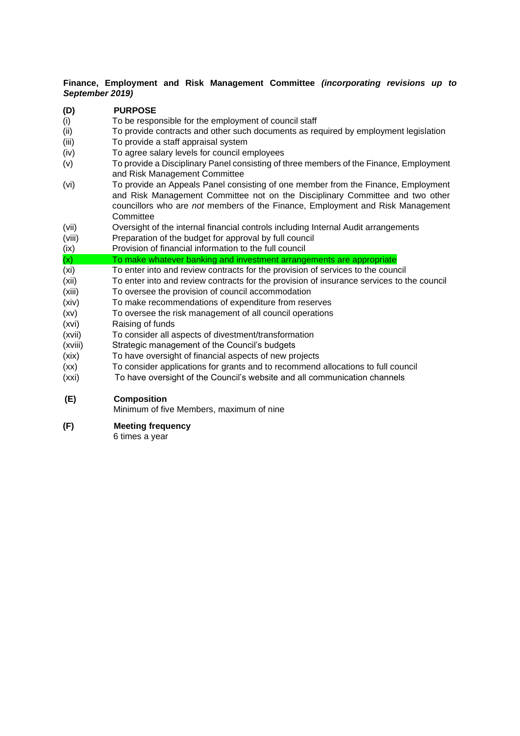**Finance, Employment and Risk Management Committee** ***(incorporating revisions up to September 2019)***

**(D) PURPOSE**

(i) To be responsible for the employment of council staff

(ii) To provide contracts and other such documents as required by employment legislation

(iii) To provide a staff appraisal system

(iv) To agree salary levels for council employees

(v) To provide a Disciplinary Panel consisting of three members of the Finance, Employment and Risk Management Committee

(vi) To provide an Appeals Panel consisting of one member from the Finance, Employment and Risk Management Committee not on the Disciplinary Committee and two other councillors who are *not* members of the Finance, Employment and Risk Management Committee

(vii) Oversight of the internal financial controls including Internal Audit arrangements

(viii) Preparation of the budget for approval by full council

(ix) Provision of financial information to the full council

(x) To make whatever banking and investment arrangements are appropriate

(xi) To enter into and review contracts for the provision of services to the council

(xii) To enter into and review contracts for the provision of insurance services to the council

(xiii) To oversee the provision of council accommodation

(xiv) To make recommendations of expenditure from reserves

(xv) To oversee the risk management of all council operations

(xvi) Raising of funds

(xvii) To consider all aspects of divestment/transformation

(xviii) Strategic management of the Council's budgets

(xix) To have oversight of financial aspects of new projects

(xx) To consider applications for grants and to recommend allocations to full council

(xxi) To have oversight of the Council's website and all communication channels

**(E) Composition**

Minimum of five Members, maximum of nine

**(F) Meeting frequency**

6 times a year